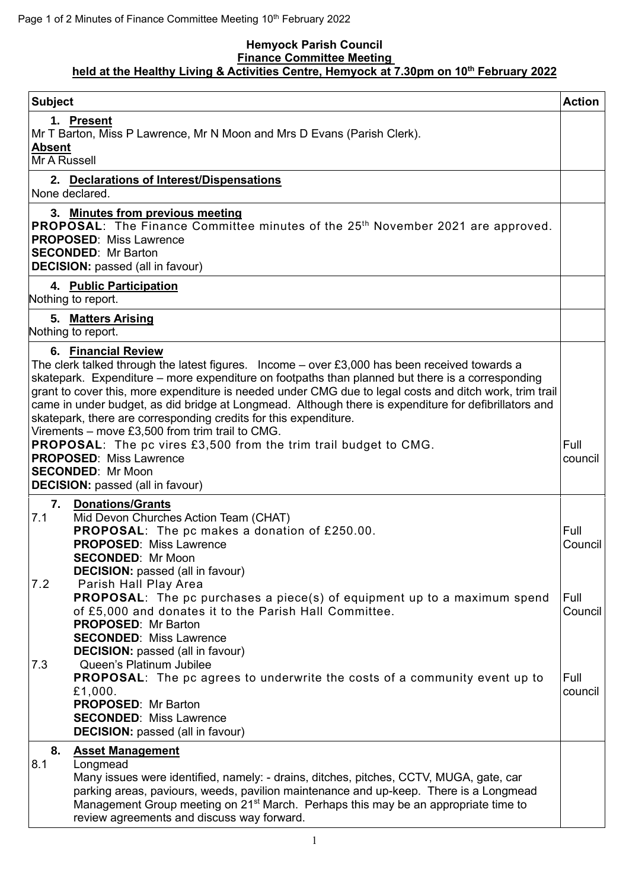**Hemyock Parish Council**
**Finance Committee Meeting**
**held at the Healthy Living & Activities Centre, Hemyock at 7.30pm on 10th February 2022**

| Subject | Action |
|---|---|
| **1. Present**<br>Mr T Barton, Miss P Lawrence, Mr N Moon and Mrs D Evans (Parish Clerk).<br>**Absent**<br>Mr A Russell | |
| **2. Declarations of Interest/Dispensations**<br>None declared. | |
| **3. Minutes from previous meeting**<br>**PROPOSAL**: The Finance Committee minutes of the 25th November 2021 are approved.<br>**PROPOSED**: Miss Lawrence<br>**SECONDED**: Mr Barton<br>**DECISION:** passed (all in favour) | |
| **4. Public Participation**<br>Nothing to report. | |
| **5. Matters Arising**<br>Nothing to report. | |
| **6. Financial Review**<br>The clerk talked through the latest figures. Income – over £3,000 has been received towards a skatepark. Expenditure – more expenditure on footpaths than planned but there is a corresponding grant to cover this, more expenditure is needed under CMG due to legal costs and ditch work, trim trail came in under budget, as did bridge at Longmead. Although there is expenditure for defibrillators and skatepark, there are corresponding credits for this expenditure.<br>Virements – move £3,500 from trim trail to CMG.<br>**PROPOSAL**: The pc vires £3,500 from the trim trail budget to CMG.<br>**PROPOSED**: Miss Lawrence<br>**SECONDED**: Mr Moon<br>**DECISION:** passed (all in favour) | Full council |
| **7. Donations/Grants**<br>7.1 Mid Devon Churches Action Team (CHAT)<br>**PROPOSAL**: The pc makes a donation of £250.00.<br>**PROPOSED**: Miss Lawrence<br>**SECONDED**: Mr Moon<br>**DECISION:** passed (all in favour) | Full Council |
| 7.2 Parish Hall Play Area<br>**PROPOSAL**: The pc purchases a piece(s) of equipment up to a maximum spend of £5,000 and donates it to the Parish Hall Committee.<br>**PROPOSED**: Mr Barton<br>**SECONDED**: Miss Lawrence<br>**DECISION:** passed (all in favour) | Full Council |
| 7.3 Queen's Platinum Jubilee<br>**PROPOSAL**: The pc agrees to underwrite the costs of a community event up to £1,000.<br>**PROPOSED**: Mr Barton<br>**SECONDED**: Miss Lawrence<br>**DECISION:** passed (all in favour) | Full council |
| **8. Asset Management**<br>8.1 Longmead<br>Many issues were identified, namely: - drains, ditches, pitches, CCTV, MUGA, gate, car parking areas, paviours, weeds, pavilion maintenance and up-keep. There is a Longmead Management Group meeting on 21st March. Perhaps this may be an appropriate time to review agreements and discuss way forward. | |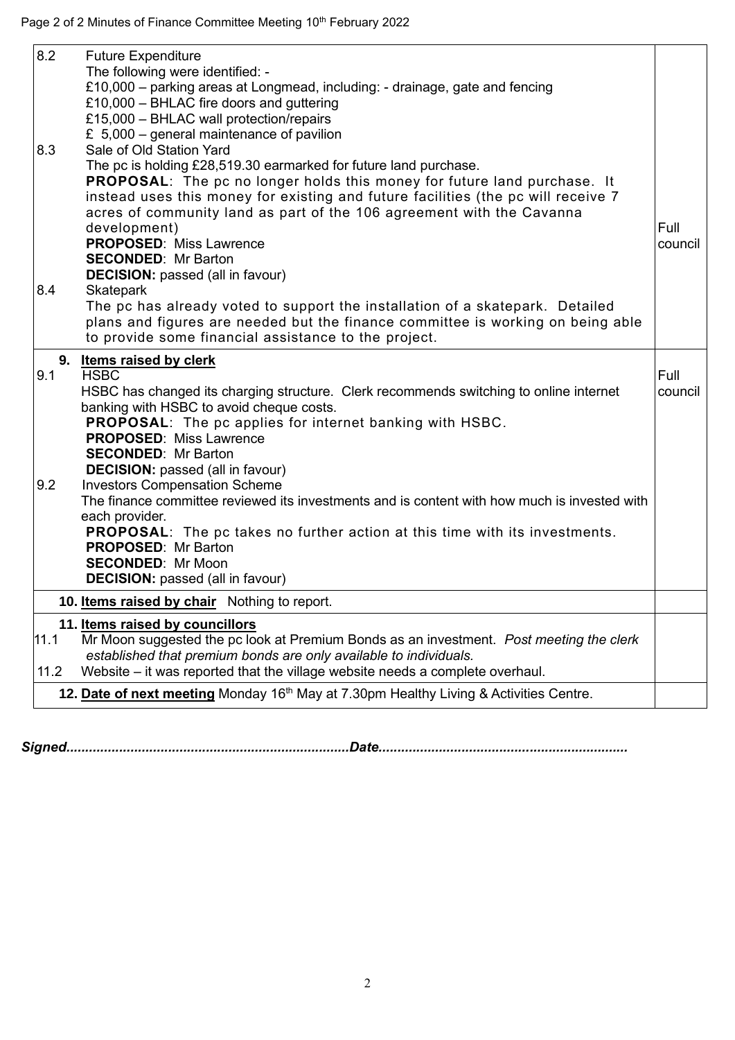| | | |
|---|---|---|
| 8.2 | Future Expenditure<br>The following were identified: -<br>£10,000 – parking areas at Longmead, including: - drainage, gate and fencing<br>£10,000 – BHLAC fire doors and guttering<br>£15,000 – BHLAC wall protection/repairs<br>£ 5,000 – general maintenance of pavilion | |
| 8.3 | Sale of Old Station Yard<br>The pc is holding £28,519.30 earmarked for future land purchase.<br>**PROPOSAL**: The pc no longer holds this money for future land purchase. It instead uses this money for existing and future facilities (the pc will receive 7 acres of community land as part of the 106 agreement with the Cavanna development)<br>**PROPOSED**: Miss Lawrence<br>**SECONDED**: Mr Barton<br>**DECISION:** passed (all in favour) | Full council |
| 8.4 | Skatepark<br>The pc has already voted to support the installation of a skatepark. Detailed plans and figures are needed but the finance committee is working on being able to provide some financial assistance to the project. | |
| 9. | **Items raised by clerk** | |
| 9.1 | HSBC<br>HSBC has changed its charging structure. Clerk recommends switching to online internet banking with HSBC to avoid cheque costs.<br>**PROPOSAL**: The pc applies for internet banking with HSBC.<br>**PROPOSED**: Miss Lawrence<br>**SECONDED**: Mr Barton<br>**DECISION:** passed (all in favour) | Full council |
| 9.2 | Investors Compensation Scheme<br>The finance committee reviewed its investments and is content with how much is invested with each provider.<br>**PROPOSAL**: The pc takes no further action at this time with its investments.<br>**PROPOSED**: Mr Barton<br>**SECONDED**: Mr Moon<br>**DECISION:** passed (all in favour) | |
| 10. | **Items raised by chair** Nothing to report. | |
| 11. | **Items raised by councillors** | |
| 11.1 | Mr Moon suggested the pc look at Premium Bonds as an investment. *Post meeting the clerk established that premium bonds are only available to individuals.* | |
| 11.2 | Website – it was reported that the village website needs a complete overhaul. | |
| 12. | **Date of next meeting** Monday 16th May at 7.30pm Healthy Living & Activities Centre. | |

***Signed.........................................................................Date.................................................................***